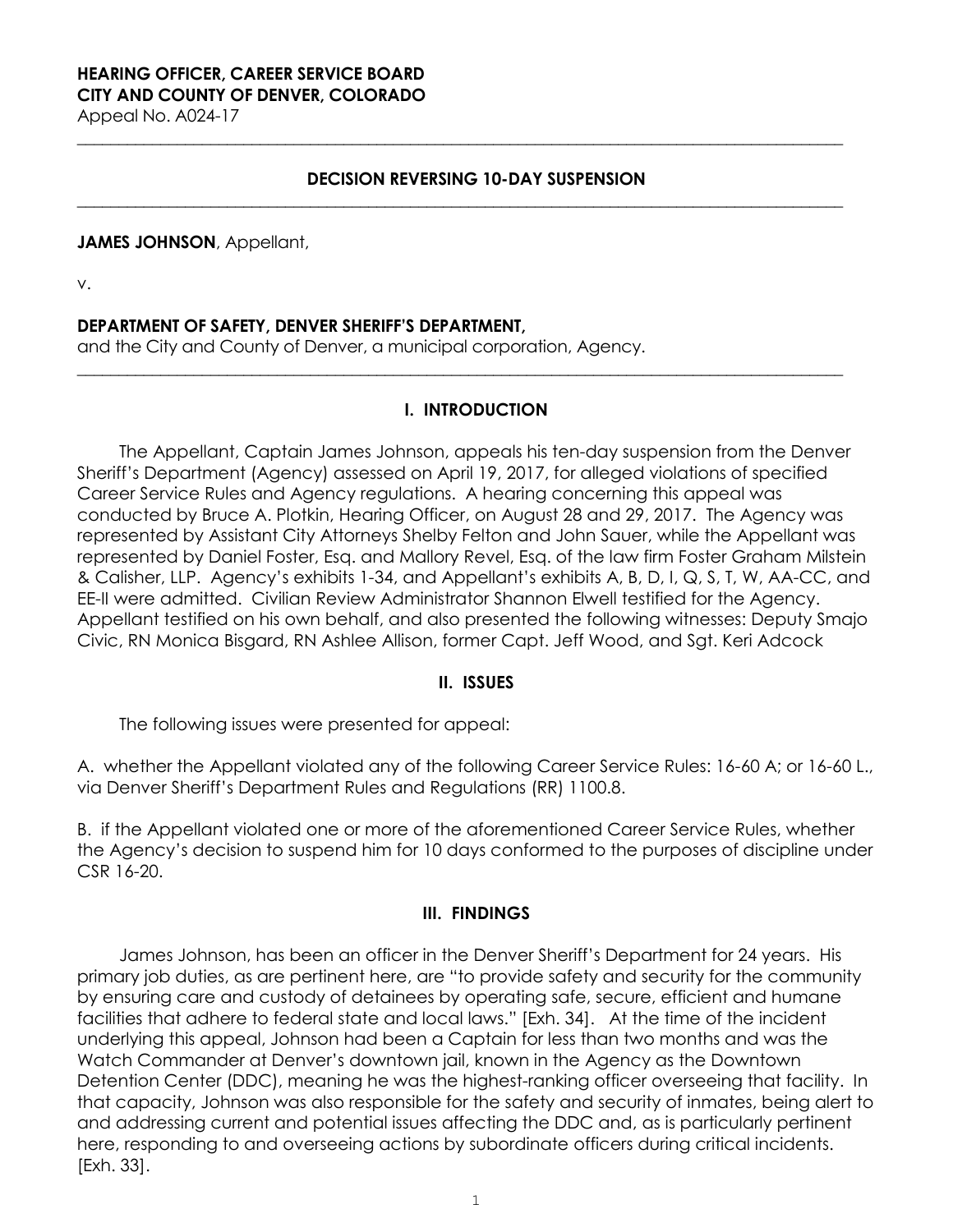**HEARING OFFICER, CAREER SERVICE BOARD**
**CITY AND COUNTY OF DENVER, COLORADO**
Appeal No. A024-17

---

## DECISION REVERSING 10-DAY SUSPENSION

---

**JAMES JOHNSON**, Appellant,

v.

**DEPARTMENT OF SAFETY, DENVER SHERIFF'S DEPARTMENT,**
and the City and County of Denver, a municipal corporation, Agency.

---

## I. INTRODUCTION

The Appellant, Captain James Johnson, appeals his ten-day suspension from the Denver Sheriff's Department (Agency) assessed on April 19, 2017, for alleged violations of specified Career Service Rules and Agency regulations. A hearing concerning this appeal was conducted by Bruce A. Plotkin, Hearing Officer, on August 28 and 29, 2017. The Agency was represented by Assistant City Attorneys Shelby Felton and John Sauer, while the Appellant was represented by Daniel Foster, Esq. and Mallory Revel, Esq. of the law firm Foster Graham Milstein & Calisher, LLP. Agency's exhibits 1-34, and Appellant's exhibits A, B, D, I, Q, S, T, W, AA-CC, and EE-II were admitted. Civilian Review Administrator Shannon Elwell testified for the Agency. Appellant testified on his own behalf, and also presented the following witnesses: Deputy Smajo Civic, RN Monica Bisgard, RN Ashlee Allison, former Capt. Jeff Wood, and Sgt. Keri Adcock

## II. ISSUES

The following issues were presented for appeal:

A. whether the Appellant violated any of the following Career Service Rules: 16-60 A; or 16-60 L., via Denver Sheriff's Department Rules and Regulations (RR) 1100.8.

B. if the Appellant violated one or more of the aforementioned Career Service Rules, whether the Agency's decision to suspend him for 10 days conformed to the purposes of discipline under CSR 16-20.

## III. FINDINGS

James Johnson, has been an officer in the Denver Sheriff's Department for 24 years. His primary job duties, as are pertinent here, are "to provide safety and security for the community by ensuring care and custody of detainees by operating safe, secure, efficient and humane facilities that adhere to federal state and local laws." [Exh. 34]. At the time of the incident underlying this appeal, Johnson had been a Captain for less than two months and was the Watch Commander at Denver's downtown jail, known in the Agency as the Downtown Detention Center (DDC), meaning he was the highest-ranking officer overseeing that facility. In that capacity, Johnson was also responsible for the safety and security of inmates, being alert to and addressing current and potential issues affecting the DDC and, as is particularly pertinent here, responding to and overseeing actions by subordinate officers during critical incidents. [Exh. 33].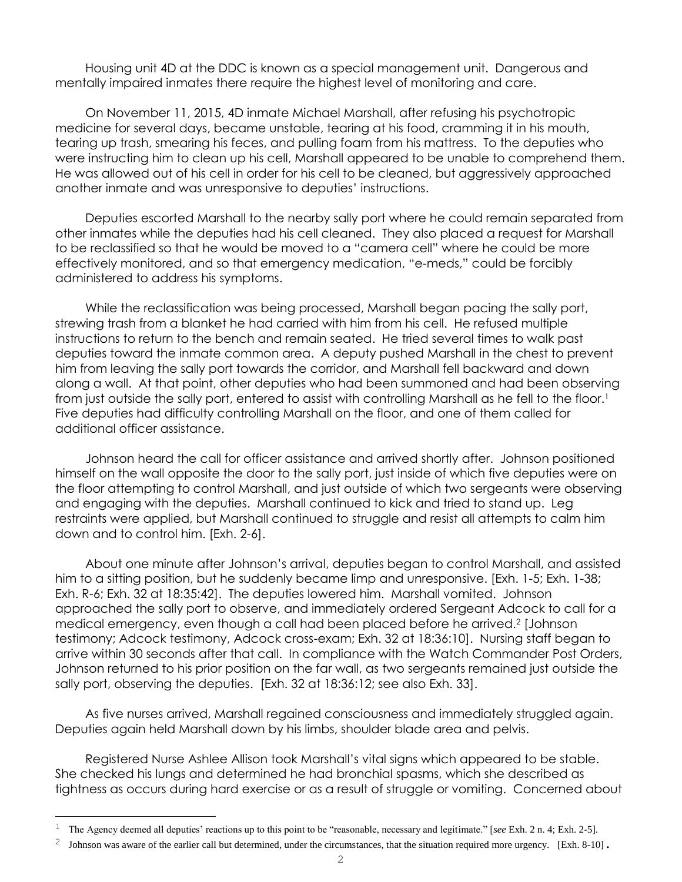Housing unit 4D at the DDC is known as a special management unit. Dangerous and mentally impaired inmates there require the highest level of monitoring and care.

On November 11, 2015, 4D inmate Michael Marshall, after refusing his psychotropic medicine for several days, became unstable, tearing at his food, cramming it in his mouth, tearing up trash, smearing his feces, and pulling foam from his mattress. To the deputies who were instructing him to clean up his cell, Marshall appeared to be unable to comprehend them. He was allowed out of his cell in order for his cell to be cleaned, but aggressively approached another inmate and was unresponsive to deputies' instructions.

Deputies escorted Marshall to the nearby sally port where he could remain separated from other inmates while the deputies had his cell cleaned. They also placed a request for Marshall to be reclassified so that he would be moved to a "camera cell" where he could be more effectively monitored, and so that emergency medication, "e-meds," could be forcibly administered to address his symptoms.

While the reclassification was being processed, Marshall began pacing the sally port, strewing trash from a blanket he had carried with him from his cell. He refused multiple instructions to return to the bench and remain seated. He tried several times to walk past deputies toward the inmate common area. A deputy pushed Marshall in the chest to prevent him from leaving the sally port towards the corridor, and Marshall fell backward and down along a wall. At that point, other deputies who had been summoned and had been observing from just outside the sally port, entered to assist with controlling Marshall as he fell to the floor.[1] Five deputies had difficulty controlling Marshall on the floor, and one of them called for additional officer assistance.

Johnson heard the call for officer assistance and arrived shortly after. Johnson positioned himself on the wall opposite the door to the sally port, just inside of which five deputies were on the floor attempting to control Marshall, and just outside of which two sergeants were observing and engaging with the deputies. Marshall continued to kick and tried to stand up. Leg restraints were applied, but Marshall continued to struggle and resist all attempts to calm him down and to control him. [Exh. 2-6].

About one minute after Johnson's arrival, deputies began to control Marshall, and assisted him to a sitting position, but he suddenly became limp and unresponsive. [Exh. 1-5; Exh. 1-38; Exh. R-6; Exh. 32 at 18:35:42]. The deputies lowered him. Marshall vomited. Johnson approached the sally port to observe, and immediately ordered Sergeant Adcock to call for a medical emergency, even though a call had been placed before he arrived.[2] [Johnson testimony; Adcock testimony, Adcock cross-exam; Exh. 32 at 18:36:10]. Nursing staff began to arrive within 30 seconds after that call. In compliance with the Watch Commander Post Orders, Johnson returned to his prior position on the far wall, as two sergeants remained just outside the sally port, observing the deputies. [Exh. 32 at 18:36:12; see also Exh. 33].

As five nurses arrived, Marshall regained consciousness and immediately struggled again. Deputies again held Marshall down by his limbs, shoulder blade area and pelvis.

Registered Nurse Ashlee Allison took Marshall's vital signs which appeared to be stable. She checked his lungs and determined he had bronchial spasms, which she described as tightness as occurs during hard exercise or as a result of struggle or vomiting. Concerned about

---

[1] The Agency deemed all deputies' reactions up to this point to be "reasonable, necessary and legitimate." [*see* Exh. 2 n. 4; Exh. 2-5].

[2] Johnson was aware of the earlier call but determined, under the circumstances, that the situation required more urgency. [Exh. 8-10].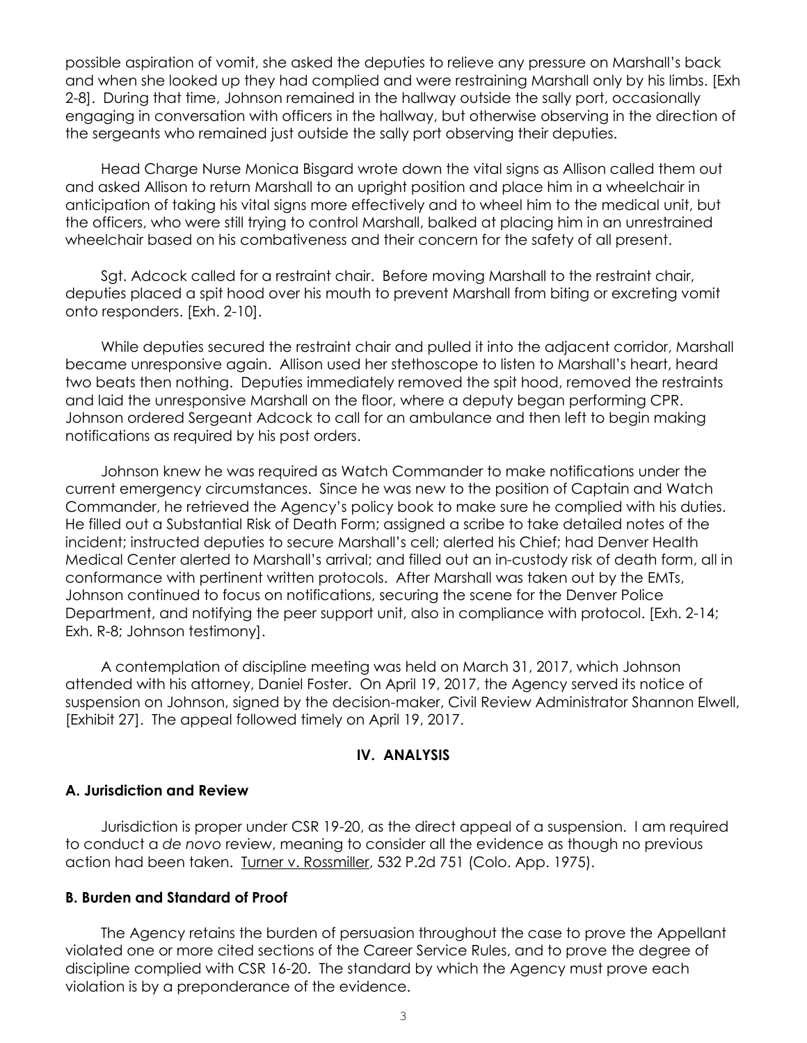possible aspiration of vomit, she asked the deputies to relieve any pressure on Marshall's back and when she looked up they had complied and were restraining Marshall only by his limbs. [Exh 2-8]. During that time, Johnson remained in the hallway outside the sally port, occasionally engaging in conversation with officers in the hallway, but otherwise observing in the direction of the sergeants who remained just outside the sally port observing their deputies.

Head Charge Nurse Monica Bisgard wrote down the vital signs as Allison called them out and asked Allison to return Marshall to an upright position and place him in a wheelchair in anticipation of taking his vital signs more effectively and to wheel him to the medical unit, but the officers, who were still trying to control Marshall, balked at placing him in an unrestrained wheelchair based on his combativeness and their concern for the safety of all present.

Sgt. Adcock called for a restraint chair. Before moving Marshall to the restraint chair, deputies placed a spit hood over his mouth to prevent Marshall from biting or excreting vomit onto responders. [Exh. 2-10].

While deputies secured the restraint chair and pulled it into the adjacent corridor, Marshall became unresponsive again. Allison used her stethoscope to listen to Marshall's heart, heard two beats then nothing. Deputies immediately removed the spit hood, removed the restraints and laid the unresponsive Marshall on the floor, where a deputy began performing CPR. Johnson ordered Sergeant Adcock to call for an ambulance and then left to begin making notifications as required by his post orders.

Johnson knew he was required as Watch Commander to make notifications under the current emergency circumstances. Since he was new to the position of Captain and Watch Commander, he retrieved the Agency's policy book to make sure he complied with his duties. He filled out a Substantial Risk of Death Form; assigned a scribe to take detailed notes of the incident; instructed deputies to secure Marshall's cell; alerted his Chief; had Denver Health Medical Center alerted to Marshall's arrival; and filled out an in-custody risk of death form, all in conformance with pertinent written protocols. After Marshall was taken out by the EMTs, Johnson continued to focus on notifications, securing the scene for the Denver Police Department, and notifying the peer support unit, also in compliance with protocol. [Exh. 2-14; Exh. R-8; Johnson testimony].

A contemplation of discipline meeting was held on March 31, 2017, which Johnson attended with his attorney, Daniel Foster. On April 19, 2017, the Agency served its notice of suspension on Johnson, signed by the decision-maker, Civil Review Administrator Shannon Elwell, [Exhibit 27]. The appeal followed timely on April 19, 2017.

## IV. ANALYSIS

### A. Jurisdiction and Review

Jurisdiction is proper under CSR 19-20, as the direct appeal of a suspension. I am required to conduct a *de novo* review, meaning to consider all the evidence as though no previous action had been taken. Turner v. Rossmiller, 532 P.2d 751 (Colo. App. 1975).

### B. Burden and Standard of Proof

The Agency retains the burden of persuasion throughout the case to prove the Appellant violated one or more cited sections of the Career Service Rules, and to prove the degree of discipline complied with CSR 16-20. The standard by which the Agency must prove each violation is by a preponderance of the evidence.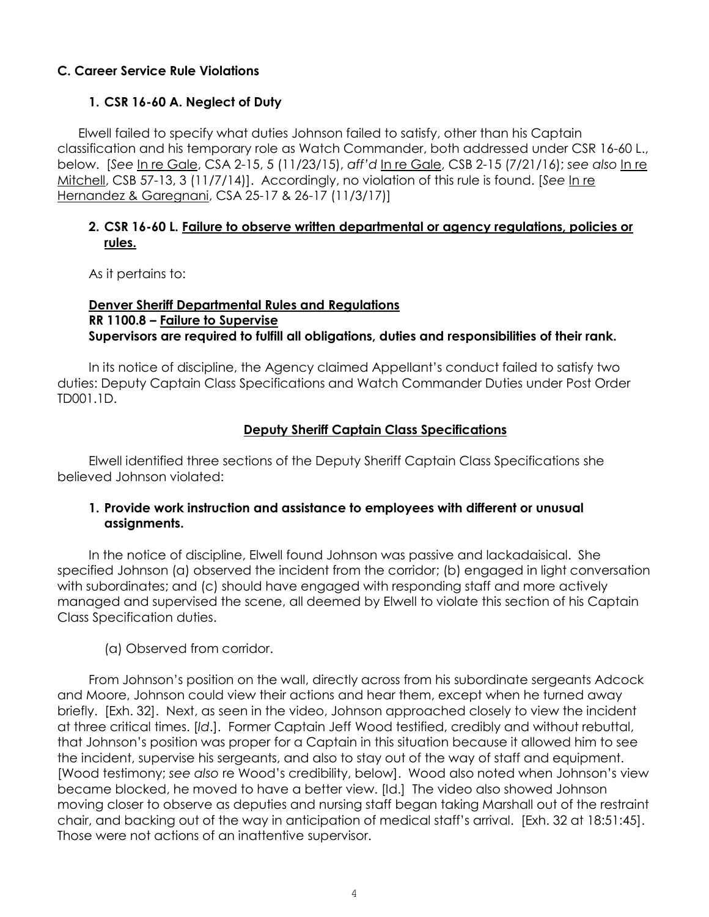### C. Career Service Rule Violations

#### 1. CSR 16-60 A. Neglect of Duty

Elwell failed to specify what duties Johnson failed to satisfy, other than his Captain classification and his temporary role as Watch Commander, both addressed under CSR 16-60 L., below. [*See* In re Gale, CSA 2-15, 5 (11/23/15), *aff'd* In re Gale, CSB 2-15 (7/21/16); *see also* In re Mitchell, CSB 57-13, 3 (11/7/14)]. Accordingly, no violation of this rule is found. [*See* In re Hernandez & Garegnani, CSA 25-17 & 26-17 (11/3/17)]

#### 2. CSR 16-60 L. <u>Failure to observe written departmental or agency regulations, policies or rules.</u>

As it pertains to:

**<u>Denver Sheriff Departmental Rules and Regulations</u>**
**RR 1100.8 – <u>Failure to Supervise</u>**
**Supervisors are required to fulfill all obligations, duties and responsibilities of their rank.**

In its notice of discipline, the Agency claimed Appellant's conduct failed to satisfy two duties: Deputy Captain Class Specifications and Watch Commander Duties under Post Order TD001.1D.

**<u>Deputy Sheriff Captain Class Specifications</u>**

Elwell identified three sections of the Deputy Sheriff Captain Class Specifications she believed Johnson violated:

1. **Provide work instruction and assistance to employees with different or unusual assignments.**

In the notice of discipline, Elwell found Johnson was passive and lackadaisical. She specified Johnson (a) observed the incident from the corridor; (b) engaged in light conversation with subordinates; and (c) should have engaged with responding staff and more actively managed and supervised the scene, all deemed by Elwell to violate this section of his Captain Class Specification duties.

(a) Observed from corridor.

From Johnson's position on the wall, directly across from his subordinate sergeants Adcock and Moore, Johnson could view their actions and hear them, except when he turned away briefly. [Exh. 32]. Next, as seen in the video, Johnson approached closely to view the incident at three critical times. [*Id*.]. Former Captain Jeff Wood testified, credibly and without rebuttal, that Johnson's position was proper for a Captain in this situation because it allowed him to see the incident, supervise his sergeants, and also to stay out of the way of staff and equipment. [Wood testimony; *see also* re Wood's credibility, below]. Wood also noted when Johnson's view became blocked, he moved to have a better view. [Id.] The video also showed Johnson moving closer to observe as deputies and nursing staff began taking Marshall out of the restraint chair, and backing out of the way in anticipation of medical staff's arrival. [Exh. 32 at 18:51:45]. Those were not actions of an inattentive supervisor.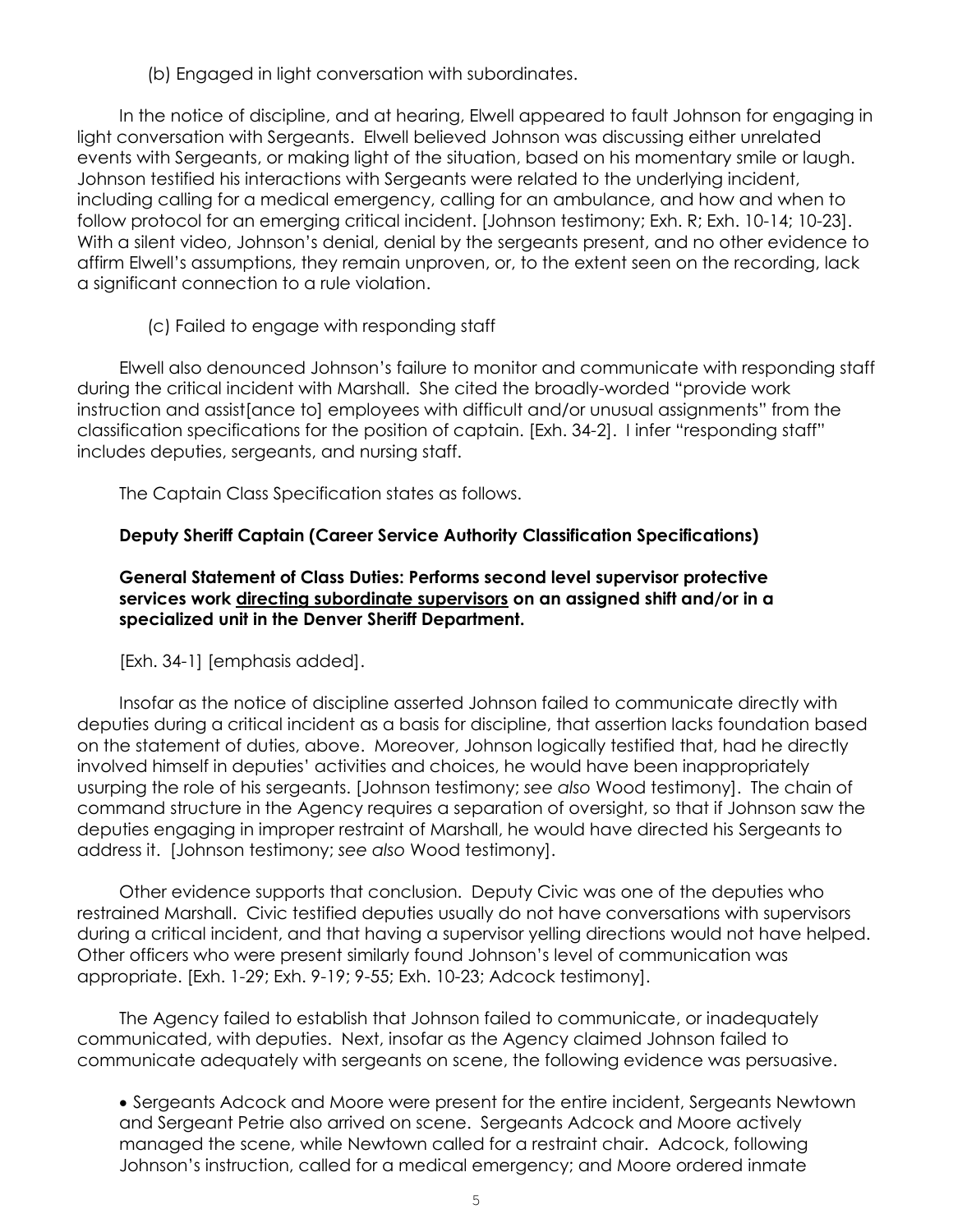(b) Engaged in light conversation with subordinates.

In the notice of discipline, and at hearing, Elwell appeared to fault Johnson for engaging in light conversation with Sergeants. Elwell believed Johnson was discussing either unrelated events with Sergeants, or making light of the situation, based on his momentary smile or laugh. Johnson testified his interactions with Sergeants were related to the underlying incident, including calling for a medical emergency, calling for an ambulance, and how and when to follow protocol for an emerging critical incident. [Johnson testimony; Exh. R; Exh. 10-14; 10-23]. With a silent video, Johnson's denial, denial by the sergeants present, and no other evidence to affirm Elwell's assumptions, they remain unproven, or, to the extent seen on the recording, lack a significant connection to a rule violation.

(c) Failed to engage with responding staff

Elwell also denounced Johnson's failure to monitor and communicate with responding staff during the critical incident with Marshall. She cited the broadly-worded "provide work instruction and assist[ance to] employees with difficult and/or unusual assignments" from the classification specifications for the position of captain. [Exh. 34-2]. I infer "responding staff" includes deputies, sergeants, and nursing staff.

The Captain Class Specification states as follows.

**Deputy Sheriff Captain (Career Service Authority Classification Specifications)**

**General Statement of Class Duties: Performs second level supervisor protective services work <u>directing subordinate supervisors</u> on an assigned shift and/or in a specialized unit in the Denver Sheriff Department.**

[Exh. 34-1] [emphasis added].

Insofar as the notice of discipline asserted Johnson failed to communicate directly with deputies during a critical incident as a basis for discipline, that assertion lacks foundation based on the statement of duties, above. Moreover, Johnson logically testified that, had he directly involved himself in deputies' activities and choices, he would have been inappropriately usurping the role of his sergeants. [Johnson testimony; *see also* Wood testimony]. The chain of command structure in the Agency requires a separation of oversight, so that if Johnson saw the deputies engaging in improper restraint of Marshall, he would have directed his Sergeants to address it. [Johnson testimony; *see also* Wood testimony].

Other evidence supports that conclusion. Deputy Civic was one of the deputies who restrained Marshall. Civic testified deputies usually do not have conversations with supervisors during a critical incident, and that having a supervisor yelling directions would not have helped. Other officers who were present similarly found Johnson's level of communication was appropriate. [Exh. 1-29; Exh. 9-19; 9-55; Exh. 10-23; Adcock testimony].

The Agency failed to establish that Johnson failed to communicate, or inadequately communicated, with deputies. Next, insofar as the Agency claimed Johnson failed to communicate adequately with sergeants on scene, the following evidence was persuasive.

- Sergeants Adcock and Moore were present for the entire incident, Sergeants Newtown and Sergeant Petrie also arrived on scene. Sergeants Adcock and Moore actively managed the scene, while Newtown called for a restraint chair. Adcock, following Johnson's instruction, called for a medical emergency; and Moore ordered inmate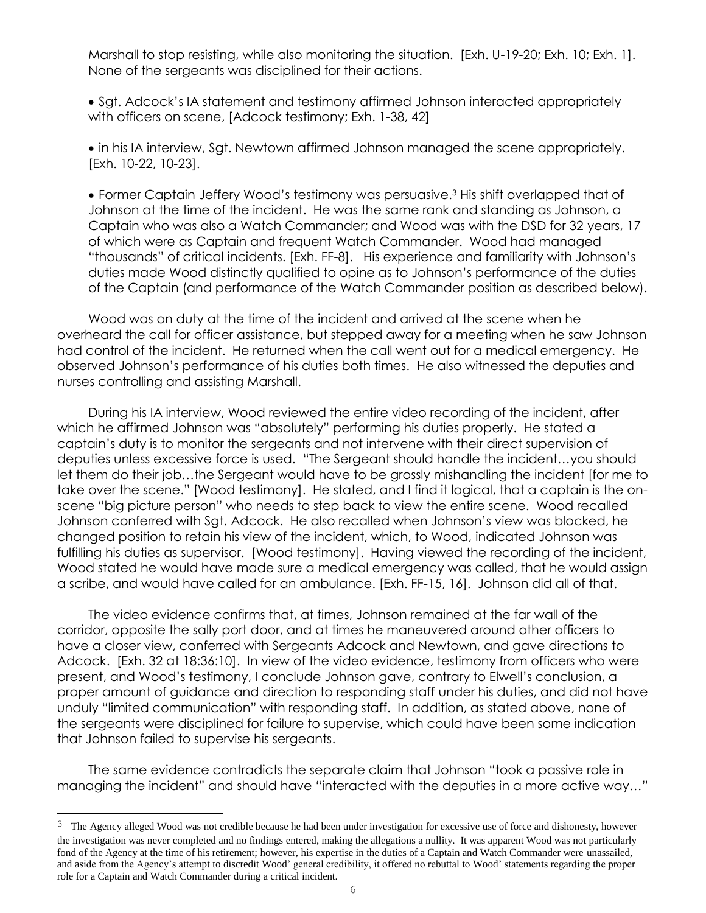Marshall to stop resisting, while also monitoring the situation. [Exh. U-19-20; Exh. 10; Exh. 1]. None of the sergeants was disciplined for their actions.

- Sgt. Adcock's IA statement and testimony affirmed Johnson interacted appropriately with officers on scene, [Adcock testimony; Exh. 1-38, 42]

- in his IA interview, Sgt. Newtown affirmed Johnson managed the scene appropriately. [Exh. 10-22, 10-23].

- Former Captain Jeffery Wood's testimony was persuasive.[3] His shift overlapped that of Johnson at the time of the incident. He was the same rank and standing as Johnson, a Captain who was also a Watch Commander; and Wood was with the DSD for 32 years, 17 of which were as Captain and frequent Watch Commander. Wood had managed "thousands" of critical incidents. [Exh. FF-8]. His experience and familiarity with Johnson's duties made Wood distinctly qualified to opine as to Johnson's performance of the duties of the Captain (and performance of the Watch Commander position as described below).

Wood was on duty at the time of the incident and arrived at the scene when he overheard the call for officer assistance, but stepped away for a meeting when he saw Johnson had control of the incident. He returned when the call went out for a medical emergency. He observed Johnson's performance of his duties both times. He also witnessed the deputies and nurses controlling and assisting Marshall.

During his IA interview, Wood reviewed the entire video recording of the incident, after which he affirmed Johnson was "absolutely" performing his duties properly. He stated a captain's duty is to monitor the sergeants and not intervene with their direct supervision of deputies unless excessive force is used. "The Sergeant should handle the incident…you should let them do their job…the Sergeant would have to be grossly mishandling the incident [for me to take over the scene." [Wood testimony]. He stated, and I find it logical, that a captain is the on-scene "big picture person" who needs to step back to view the entire scene. Wood recalled Johnson conferred with Sgt. Adcock. He also recalled when Johnson's view was blocked, he changed position to retain his view of the incident, which, to Wood, indicated Johnson was fulfilling his duties as supervisor. [Wood testimony]. Having viewed the recording of the incident, Wood stated he would have made sure a medical emergency was called, that he would assign a scribe, and would have called for an ambulance. [Exh. FF-15, 16]. Johnson did all of that.

The video evidence confirms that, at times, Johnson remained at the far wall of the corridor, opposite the sally port door, and at times he maneuvered around other officers to have a closer view, conferred with Sergeants Adcock and Newtown, and gave directions to Adcock. [Exh. 32 at 18:36:10]. In view of the video evidence, testimony from officers who were present, and Wood's testimony, I conclude Johnson gave, contrary to Elwell's conclusion, a proper amount of guidance and direction to responding staff under his duties, and did not have unduly "limited communication" with responding staff. In addition, as stated above, none of the sergeants were disciplined for failure to supervise, which could have been some indication that Johnson failed to supervise his sergeants.

The same evidence contradicts the separate claim that Johnson "took a passive role in managing the incident" and should have "interacted with the deputies in a more active way…"

[3] The Agency alleged Wood was not credible because he had been under investigation for excessive use of force and dishonesty, however the investigation was never completed and no findings entered, making the allegations a nullity. It was apparent Wood was not particularly fond of the Agency at the time of his retirement; however, his expertise in the duties of a Captain and Watch Commander were unassailed, and aside from the Agency's attempt to discredit Wood' general credibility, it offered no rebuttal to Wood' statements regarding the proper role for a Captain and Watch Commander during a critical incident.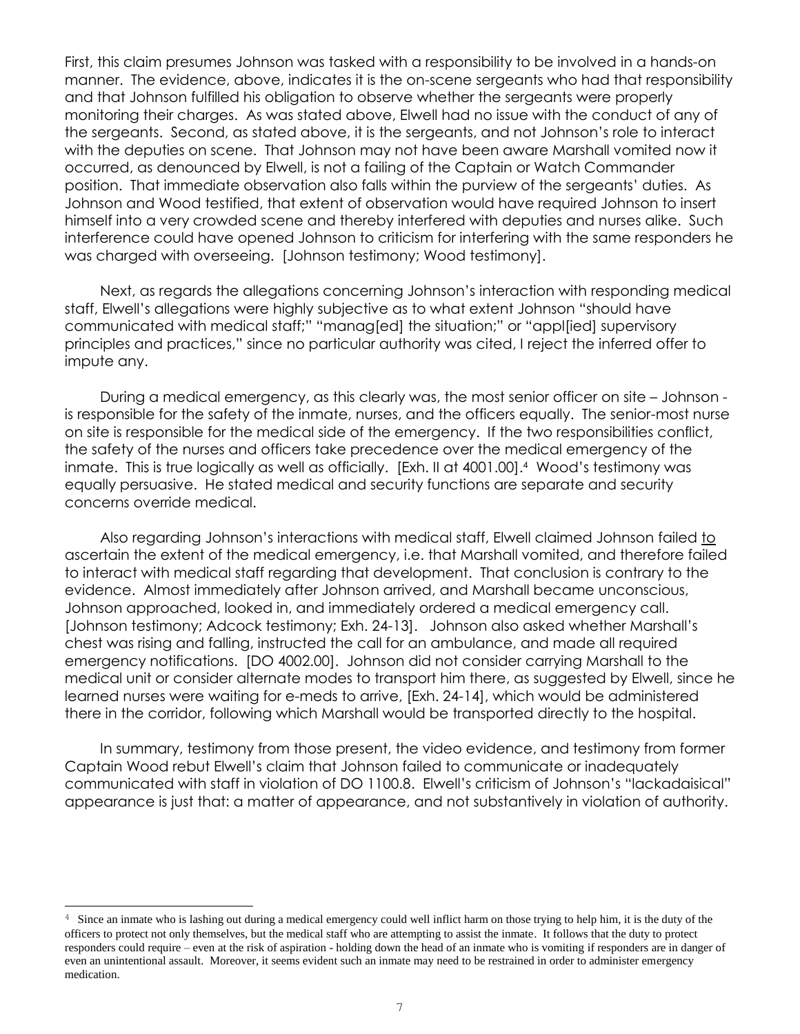First, this claim presumes Johnson was tasked with a responsibility to be involved in a hands-on manner. The evidence, above, indicates it is the on-scene sergeants who had that responsibility and that Johnson fulfilled his obligation to observe whether the sergeants were properly monitoring their charges. As was stated above, Elwell had no issue with the conduct of any of the sergeants. Second, as stated above, it is the sergeants, and not Johnson's role to interact with the deputies on scene. That Johnson may not have been aware Marshall vomited now it occurred, as denounced by Elwell, is not a failing of the Captain or Watch Commander position. That immediate observation also falls within the purview of the sergeants' duties. As Johnson and Wood testified, that extent of observation would have required Johnson to insert himself into a very crowded scene and thereby interfered with deputies and nurses alike. Such interference could have opened Johnson to criticism for interfering with the same responders he was charged with overseeing. [Johnson testimony; Wood testimony].

Next, as regards the allegations concerning Johnson's interaction with responding medical staff, Elwell's allegations were highly subjective as to what extent Johnson "should have communicated with medical staff;" "manag[ed] the situation;" or "appl[ied] supervisory principles and practices," since no particular authority was cited, I reject the inferred offer to impute any.

During a medical emergency, as this clearly was, the most senior officer on site – Johnson - is responsible for the safety of the inmate, nurses, and the officers equally. The senior-most nurse on site is responsible for the medical side of the emergency. If the two responsibilities conflict, the safety of the nurses and officers take precedence over the medical emergency of the inmate. This is true logically as well as officially. [Exh. II at 4001.00].[4] Wood's testimony was equally persuasive. He stated medical and security functions are separate and security concerns override medical.

Also regarding Johnson's interactions with medical staff, Elwell claimed Johnson failed <u>to</u> ascertain the extent of the medical emergency, i.e. that Marshall vomited, and therefore failed to interact with medical staff regarding that development. That conclusion is contrary to the evidence. Almost immediately after Johnson arrived, and Marshall became unconscious, Johnson approached, looked in, and immediately ordered a medical emergency call. [Johnson testimony; Adcock testimony; Exh. 24-13]. Johnson also asked whether Marshall's chest was rising and falling, instructed the call for an ambulance, and made all required emergency notifications. [DO 4002.00]. Johnson did not consider carrying Marshall to the medical unit or consider alternate modes to transport him there, as suggested by Elwell, since he learned nurses were waiting for e-meds to arrive, [Exh. 24-14], which would be administered there in the corridor, following which Marshall would be transported directly to the hospital.

In summary, testimony from those present, the video evidence, and testimony from former Captain Wood rebut Elwell's claim that Johnson failed to communicate or inadequately communicated with staff in violation of DO 1100.8. Elwell's criticism of Johnson's "lackadaisical" appearance is just that: a matter of appearance, and not substantively in violation of authority.

---

[4] Since an inmate who is lashing out during a medical emergency could well inflict harm on those trying to help him, it is the duty of the officers to protect not only themselves, but the medical staff who are attempting to assist the inmate. It follows that the duty to protect responders could require – even at the risk of aspiration - holding down the head of an inmate who is vomiting if responders are in danger of even an unintentional assault. Moreover, it seems evident such an inmate may need to be restrained in order to administer emergency medication.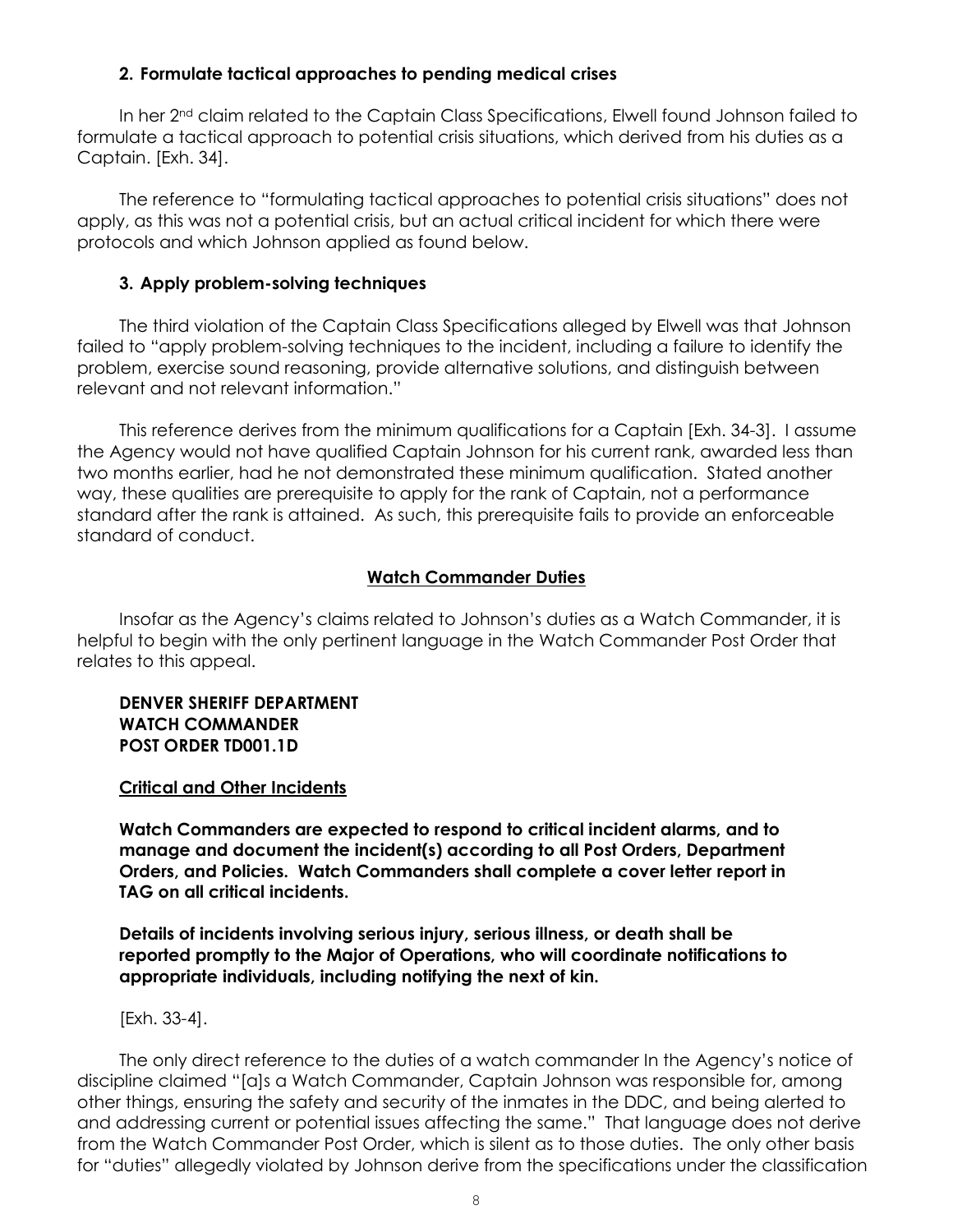### 2. Formulate tactical approaches to pending medical crises

In her 2nd claim related to the Captain Class Specifications, Elwell found Johnson failed to formulate a tactical approach to potential crisis situations, which derived from his duties as a Captain. [Exh. 34].

The reference to "formulating tactical approaches to potential crisis situations" does not apply, as this was not a potential crisis, but an actual critical incident for which there were protocols and which Johnson applied as found below.

### 3. Apply problem-solving techniques

The third violation of the Captain Class Specifications alleged by Elwell was that Johnson failed to "apply problem-solving techniques to the incident, including a failure to identify the problem, exercise sound reasoning, provide alternative solutions, and distinguish between relevant and not relevant information."

This reference derives from the minimum qualifications for a Captain [Exh. 34-3]. I assume the Agency would not have qualified Captain Johnson for his current rank, awarded less than two months earlier, had he not demonstrated these minimum qualification. Stated another way, these qualities are prerequisite to apply for the rank of Captain, not a performance standard after the rank is attained. As such, this prerequisite fails to provide an enforceable standard of conduct.

## Watch Commander Duties

Insofar as the Agency's claims related to Johnson's duties as a Watch Commander, it is helpful to begin with the only pertinent language in the Watch Commander Post Order that relates to this appeal.

> **DENVER SHERIFF DEPARTMENT**
> **WATCH COMMANDER**
> **POST ORDER TD001.1D**
>
> **Critical and Other Incidents**
>
> **Watch Commanders are expected to respond to critical incident alarms, and to manage and document the incident(s) according to all Post Orders, Department Orders, and Policies. Watch Commanders shall complete a cover letter report in TAG on all critical incidents.**
>
> **Details of incidents involving serious injury, serious illness, or death shall be reported promptly to the Major of Operations, who will coordinate notifications to appropriate individuals, including notifying the next of kin.**
>
> [Exh. 33-4].

The only direct reference to the duties of a watch commander In the Agency's notice of discipline claimed "[a]s a Watch Commander, Captain Johnson was responsible for, among other things, ensuring the safety and security of the inmates in the DDC, and being alerted to and addressing current or potential issues affecting the same." That language does not derive from the Watch Commander Post Order, which is silent as to those duties. The only other basis for "duties" allegedly violated by Johnson derive from the specifications under the classification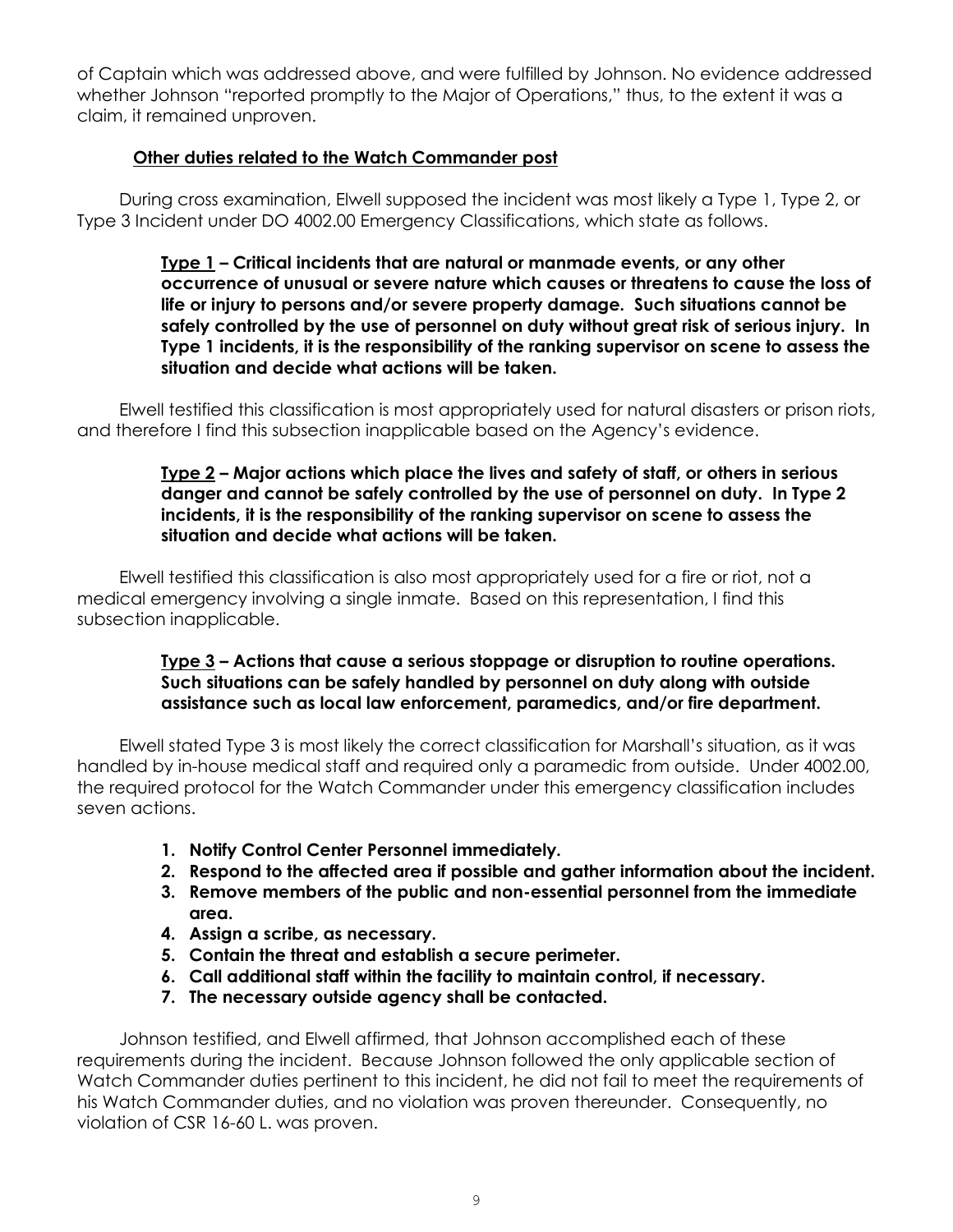of Captain which was addressed above, and were fulfilled by Johnson. No evidence addressed whether Johnson "reported promptly to the Major of Operations," thus, to the extent it was a claim, it remained unproven.

**Other duties related to the Watch Commander post**

During cross examination, Elwell supposed the incident was most likely a Type 1, Type 2, or Type 3 Incident under DO 4002.00 Emergency Classifications, which state as follows.

> **Type 1 – Critical incidents that are natural or manmade events, or any other occurrence of unusual or severe nature which causes or threatens to cause the loss of life or injury to persons and/or severe property damage. Such situations cannot be safely controlled by the use of personnel on duty without great risk of serious injury. In Type 1 incidents, it is the responsibility of the ranking supervisor on scene to assess the situation and decide what actions will be taken.**

Elwell testified this classification is most appropriately used for natural disasters or prison riots, and therefore I find this subsection inapplicable based on the Agency's evidence.

> **Type 2 – Major actions which place the lives and safety of staff, or others in serious danger and cannot be safely controlled by the use of personnel on duty. In Type 2 incidents, it is the responsibility of the ranking supervisor on scene to assess the situation and decide what actions will be taken.**

Elwell testified this classification is also most appropriately used for a fire or riot, not a medical emergency involving a single inmate. Based on this representation, I find this subsection inapplicable.

> **Type 3 – Actions that cause a serious stoppage or disruption to routine operations. Such situations can be safely handled by personnel on duty along with outside assistance such as local law enforcement, paramedics, and/or fire department.**

Elwell stated Type 3 is most likely the correct classification for Marshall's situation, as it was handled by in-house medical staff and required only a paramedic from outside. Under 4002.00, the required protocol for the Watch Commander under this emergency classification includes seven actions.

1. **Notify Control Center Personnel immediately.**
2. **Respond to the affected area if possible and gather information about the incident.**
3. **Remove members of the public and non-essential personnel from the immediate area.**
4. **Assign a scribe, as necessary.**
5. **Contain the threat and establish a secure perimeter.**
6. **Call additional staff within the facility to maintain control, if necessary.**
7. **The necessary outside agency shall be contacted.**

Johnson testified, and Elwell affirmed, that Johnson accomplished each of these requirements during the incident. Because Johnson followed the only applicable section of Watch Commander duties pertinent to this incident, he did not fail to meet the requirements of his Watch Commander duties, and no violation was proven thereunder. Consequently, no violation of CSR 16-60 L. was proven.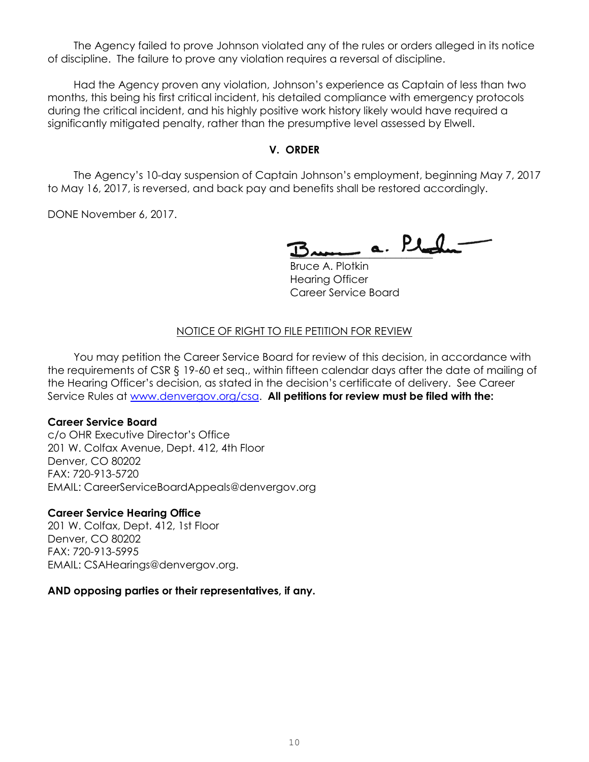The Agency failed to prove Johnson violated any of the rules or orders alleged in its notice of discipline. The failure to prove any violation requires a reversal of discipline.

Had the Agency proven any violation, Johnson's experience as Captain of less than two months, this being his first critical incident, his detailed compliance with emergency protocols during the critical incident, and his highly positive work history likely would have required a significantly mitigated penalty, rather than the presumptive level assessed by Elwell.

## V. ORDER

The Agency's 10-day suspension of Captain Johnson's employment, beginning May 7, 2017 to May 16, 2017, is reversed, and back pay and benefits shall be restored accordingly.

DONE November 6, 2017.

Bruce A. Plotkin
Hearing Officer
Career Service Board

NOTICE OF RIGHT TO FILE PETITION FOR REVIEW

You may petition the Career Service Board for review of this decision, in accordance with the requirements of CSR § 19-60 et seq., within fifteen calendar days after the date of mailing of the Hearing Officer's decision, as stated in the decision's certificate of delivery. See Career Service Rules at www.denvergov.org/csa. **All petitions for review must be filed with the:**

**Career Service Board**
c/o OHR Executive Director's Office
201 W. Colfax Avenue, Dept. 412, 4th Floor
Denver, CO 80202
FAX: 720-913-5720
EMAIL: CareerServiceBoardAppeals@denvergov.org

**Career Service Hearing Office**
201 W. Colfax, Dept. 412, 1st Floor
Denver, CO 80202
FAX: 720-913-5995
EMAIL: CSAHearings@denvergov.org.

**AND opposing parties or their representatives, if any.**